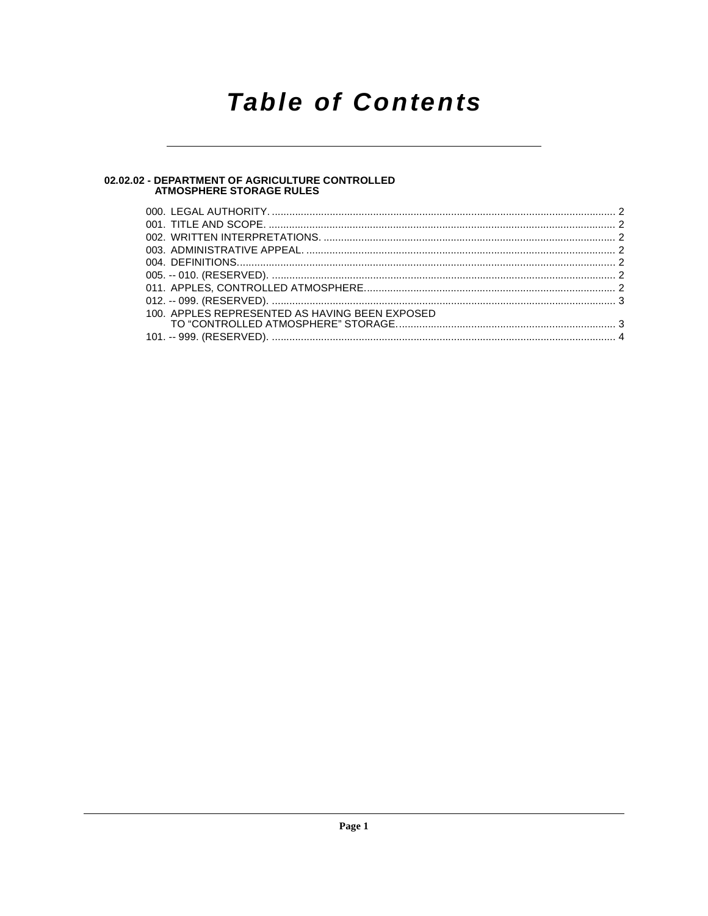# Table of Contents

## 02.02.02 - DEPARTMENT OF AGRICULTURE CONTROLLED ATMOSPHERE STORAGE RULES

000. LEGAL AUTHORITY. .......................................................................................................................... 2
001. TITLE AND SCOPE. ........................................................................................................................... 2
002. WRITTEN INTERPRETATIONS. ........................................................................................................ 2
003. ADMINISTRATIVE APPEAL. .............................................................................................................. 2
004. DEFINITIONS..................................................................................................................................... 2
005. -- 010. (RESERVED). ......................................................................................................................... 2
011. APPLES, CONTROLLED ATMOSPHERE......................................................................................... 2
012. -- 099. (RESERVED). ......................................................................................................................... 3
100. APPLES REPRESENTED AS HAVING BEEN EXPOSED TO "CONTROLLED ATMOSPHERE" STORAGE. .......................................................................... 3
101. -- 999. (RESERVED). ......................................................................................................................... 4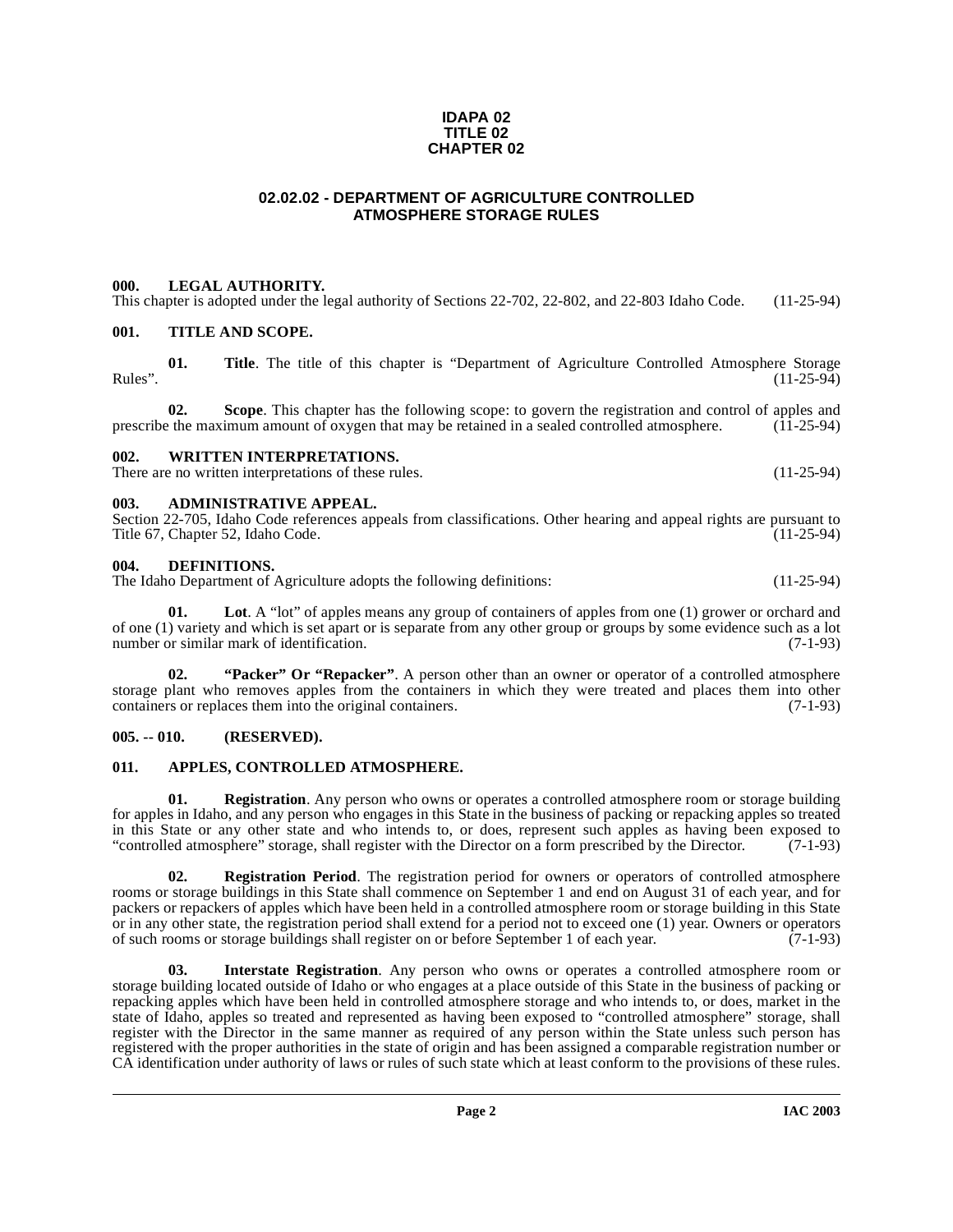**IDAPA 02**
**TITLE 02**
**CHAPTER 02**

## 02.02.02 - DEPARTMENT OF AGRICULTURE CONTROLLED ATMOSPHERE STORAGE RULES

### 000. LEGAL AUTHORITY.

This chapter is adopted under the legal authority of Sections 22-702, 22-802, and 22-803 Idaho Code. (11-25-94)

### 001. TITLE AND SCOPE.

**01. Title**. The title of this chapter is "Department of Agriculture Controlled Atmosphere Storage Rules". (11-25-94)

**02. Scope**. This chapter has the following scope: to govern the registration and control of apples and prescribe the maximum amount of oxygen that may be retained in a sealed controlled atmosphere. (11-25-94)

### 002. WRITTEN INTERPRETATIONS.

There are no written interpretations of these rules. (11-25-94)

### 003. ADMINISTRATIVE APPEAL.

Section 22-705, Idaho Code references appeals from classifications. Other hearing and appeal rights are pursuant to Title 67, Chapter 52, Idaho Code. (11-25-94)

### 004. DEFINITIONS.

The Idaho Department of Agriculture adopts the following definitions: (11-25-94)

**01. Lot**. A "lot" of apples means any group of containers of apples from one (1) grower or orchard and of one (1) variety and which is set apart or is separate from any other group or groups by some evidence such as a lot number or similar mark of identification. (7-1-93)

**02. "Packer" Or "Repacker"**. A person other than an owner or operator of a controlled atmosphere storage plant who removes apples from the containers in which they were treated and places them into other containers or replaces them into the original containers. (7-1-93)

### 005. -- 010. (RESERVED).

### 011. APPLES, CONTROLLED ATMOSPHERE.

**01. Registration**. Any person who owns or operates a controlled atmosphere room or storage building for apples in Idaho, and any person who engages in this State in the business of packing or repacking apples so treated in this State or any other state and who intends to, or does, represent such apples as having been exposed to "controlled atmosphere" storage, shall register with the Director on a form prescribed by the Director. (7-1-93)

**02. Registration Period**. The registration period for owners or operators of controlled atmosphere rooms or storage buildings in this State shall commence on September 1 and end on August 31 of each year, and for packers or repackers of apples which have been held in a controlled atmosphere room or storage building in this State or in any other state, the registration period shall extend for a period not to exceed one (1) year. Owners or operators of such rooms or storage buildings shall register on or before September 1 of each year. (7-1-93)

**03. Interstate Registration**. Any person who owns or operates a controlled atmosphere room or storage building located outside of Idaho or who engages at a place outside of this State in the business of packing or repacking apples which have been held in controlled atmosphere storage and who intends to, or does, market in the state of Idaho, apples so treated and represented as having been exposed to "controlled atmosphere" storage, shall register with the Director in the same manner as required of any person within the State unless such person has registered with the proper authorities in the state of origin and has been assigned a comparable registration number or CA identification under authority of laws or rules of such state which at least conform to the provisions of these rules.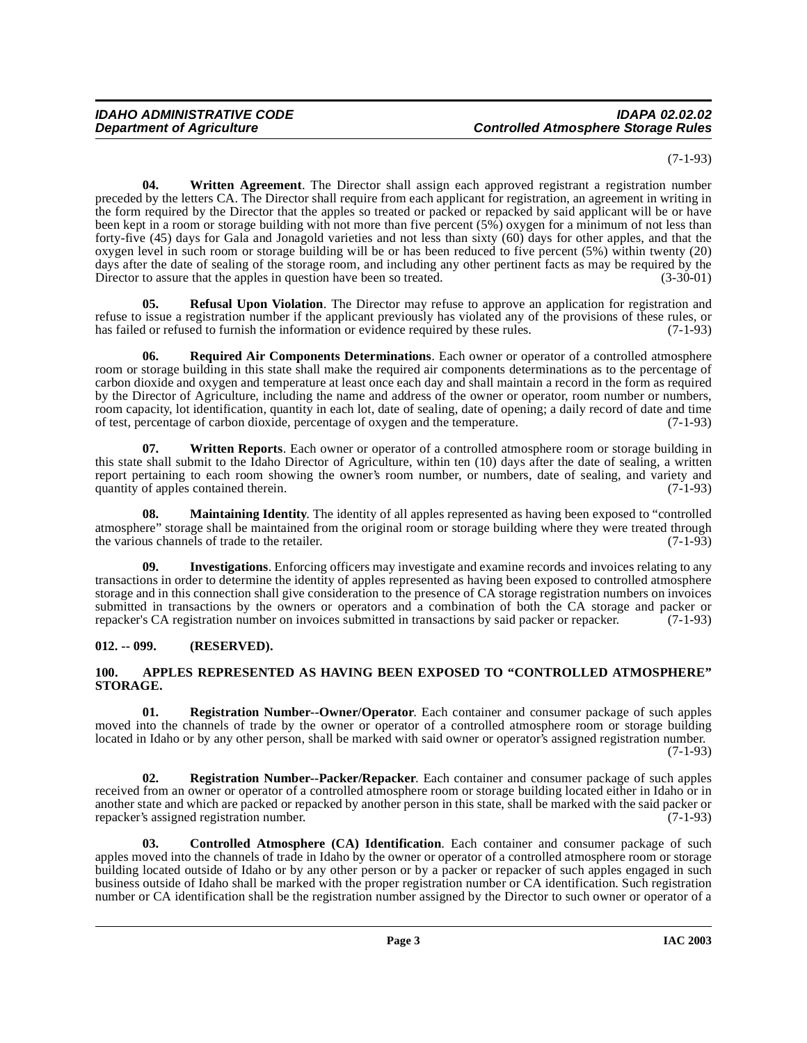(7-1-93)

**04. Written Agreement**. The Director shall assign each approved registrant a registration number preceded by the letters CA. The Director shall require from each applicant for registration, an agreement in writing in the form required by the Director that the apples so treated or packed or repacked by said applicant will be or have been kept in a room or storage building with not more than five percent (5%) oxygen for a minimum of not less than forty-five (45) days for Gala and Jonagold varieties and not less than sixty (60) days for other apples, and that the oxygen level in such room or storage building will be or has been reduced to five percent (5%) within twenty (20) days after the date of sealing of the storage room, and including any other pertinent facts as may be required by the Director to assure that the apples in question have been so treated. (3-30-01)

**05. Refusal Upon Violation**. The Director may refuse to approve an application for registration and refuse to issue a registration number if the applicant previously has violated any of the provisions of these rules, or has failed or refused to furnish the information or evidence required by these rules. (7-1-93)

**06. Required Air Components Determinations**. Each owner or operator of a controlled atmosphere room or storage building in this state shall make the required air components determinations as to the percentage of carbon dioxide and oxygen and temperature at least once each day and shall maintain a record in the form as required by the Director of Agriculture, including the name and address of the owner or operator, room number or numbers, room capacity, lot identification, quantity in each lot, date of sealing, date of opening; a daily record of date and time of test, percentage of carbon dioxide, percentage of oxygen and the temperature. (7-1-93)

**07. Written Reports**. Each owner or operator of a controlled atmosphere room or storage building in this state shall submit to the Idaho Director of Agriculture, within ten (10) days after the date of sealing, a written report pertaining to each room showing the owner's room number, or numbers, date of sealing, and variety and quantity of apples contained therein. (7-1-93)

**08. Maintaining Identity**. The identity of all apples represented as having been exposed to "controlled atmosphere" storage shall be maintained from the original room or storage building where they were treated through the various channels of trade to the retailer. (7-1-93)

**09. Investigations**. Enforcing officers may investigate and examine records and invoices relating to any transactions in order to determine the identity of apples represented as having been exposed to controlled atmosphere storage and in this connection shall give consideration to the presence of CA storage registration numbers on invoices submitted in transactions by the owners or operators and a combination of both the CA storage and packer or repacker's CA registration number on invoices submitted in transactions by said packer or repacker. (7-1-93)

## 012. -- 099. (RESERVED).

## 100. APPLES REPRESENTED AS HAVING BEEN EXPOSED TO "CONTROLLED ATMOSPHERE" STORAGE.

**01. Registration Number--Owner/Operator**. Each container and consumer package of such apples moved into the channels of trade by the owner or operator of a controlled atmosphere room or storage building located in Idaho or by any other person, shall be marked with said owner or operator's assigned registration number. (7-1-93)

**02. Registration Number--Packer/Repacker**. Each container and consumer package of such apples received from an owner or operator of a controlled atmosphere room or storage building located either in Idaho or in another state and which are packed or repacked by another person in this state, shall be marked with the said packer or repacker's assigned registration number. (7-1-93)

**03. Controlled Atmosphere (CA) Identification**. Each container and consumer package of such apples moved into the channels of trade in Idaho by the owner or operator of a controlled atmosphere room or storage building located outside of Idaho or by any other person or by a packer or repacker of such apples engaged in such business outside of Idaho shall be marked with the proper registration number or CA identification. Such registration number or CA identification shall be the registration number assigned by the Director to such owner or operator of a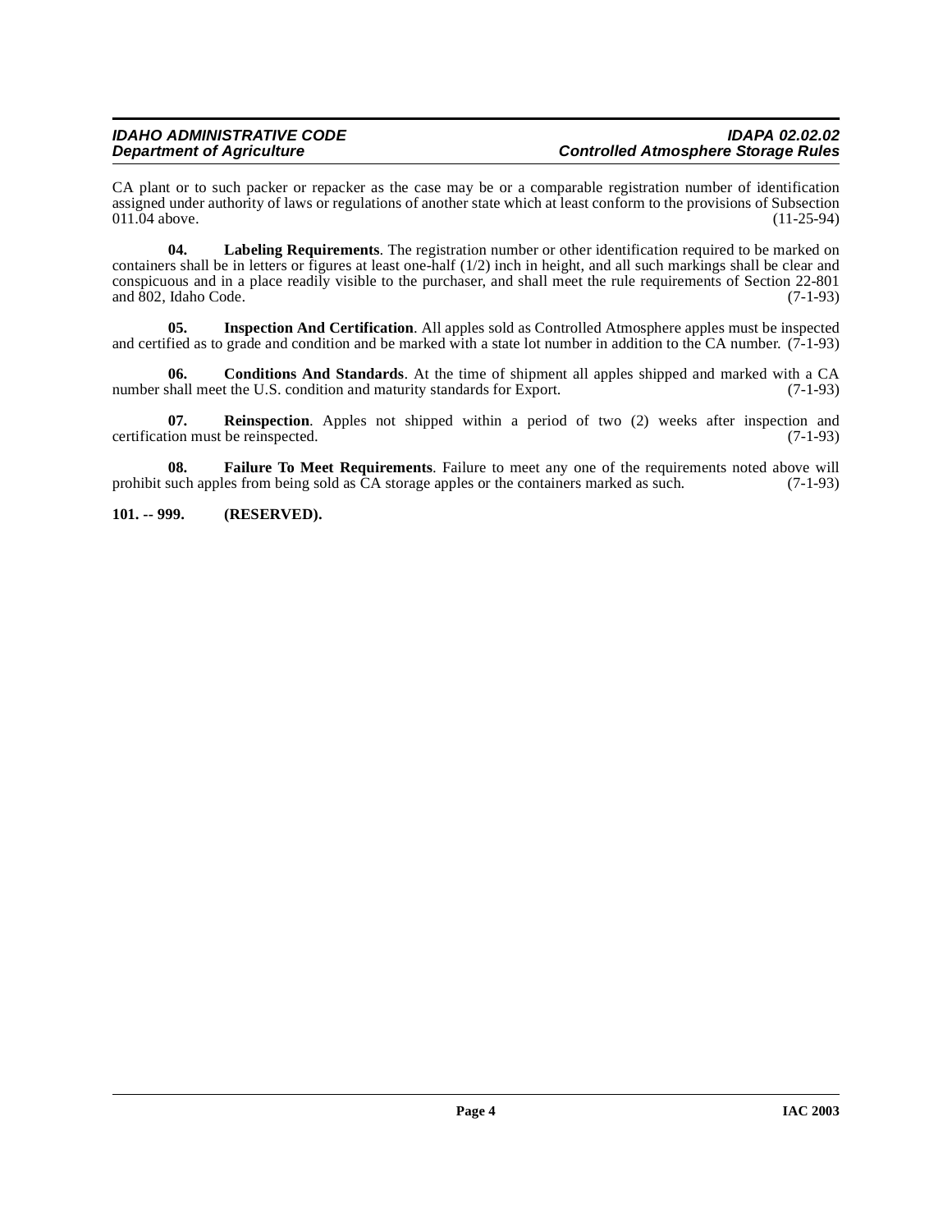CA plant or to such packer or repacker as the case may be or a comparable registration number of identification assigned under authority of laws or regulations of another state which at least conform to the provisions of Subsection 011.04 above. (11-25-94)

**04. Labeling Requirements**. The registration number or other identification required to be marked on containers shall be in letters or figures at least one-half (1/2) inch in height, and all such markings shall be clear and conspicuous and in a place readily visible to the purchaser, and shall meet the rule requirements of Section 22-801 and 802, Idaho Code. (7-1-93)

**05. Inspection And Certification**. All apples sold as Controlled Atmosphere apples must be inspected and certified as to grade and condition and be marked with a state lot number in addition to the CA number. (7-1-93)

**06. Conditions And Standards**. At the time of shipment all apples shipped and marked with a CA number shall meet the U.S. condition and maturity standards for Export. (7-1-93)

**07. Reinspection**. Apples not shipped within a period of two (2) weeks after inspection and certification must be reinspected. (7-1-93)

**08. Failure To Meet Requirements**. Failure to meet any one of the requirements noted above will prohibit such apples from being sold as CA storage apples or the containers marked as such. (7-1-93)

**101. -- 999. (RESERVED).**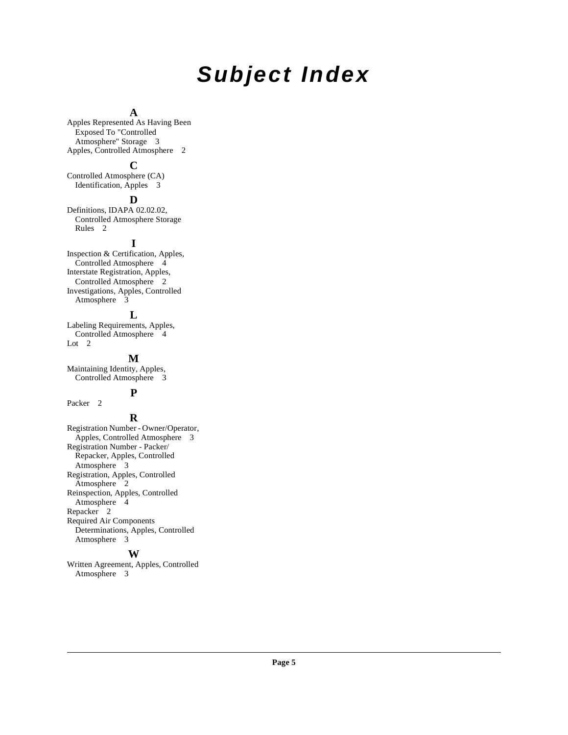# Subject Index

## A

Apples Represented As Having Been Exposed To "Controlled Atmosphere" Storage 3
Apples, Controlled Atmosphere 2

## C

Controlled Atmosphere (CA) Identification, Apples 3

## D

Definitions, IDAPA 02.02.02, Controlled Atmosphere Storage Rules 2

## I

Inspection & Certification, Apples, Controlled Atmosphere 4
Interstate Registration, Apples, Controlled Atmosphere 2
Investigations, Apples, Controlled Atmosphere 3

## L

Labeling Requirements, Apples, Controlled Atmosphere 4
Lot 2

## M

Maintaining Identity, Apples, Controlled Atmosphere 3

## P

Packer 2

## R

Registration Number - Owner/Operator, Apples, Controlled Atmosphere 3
Registration Number - Packer/ Repacker, Apples, Controlled Atmosphere 3
Registration, Apples, Controlled Atmosphere 2
Reinspection, Apples, Controlled Atmosphere 4
Repacker 2
Required Air Components Determinations, Apples, Controlled Atmosphere 3

## W

Written Agreement, Apples, Controlled Atmosphere 3